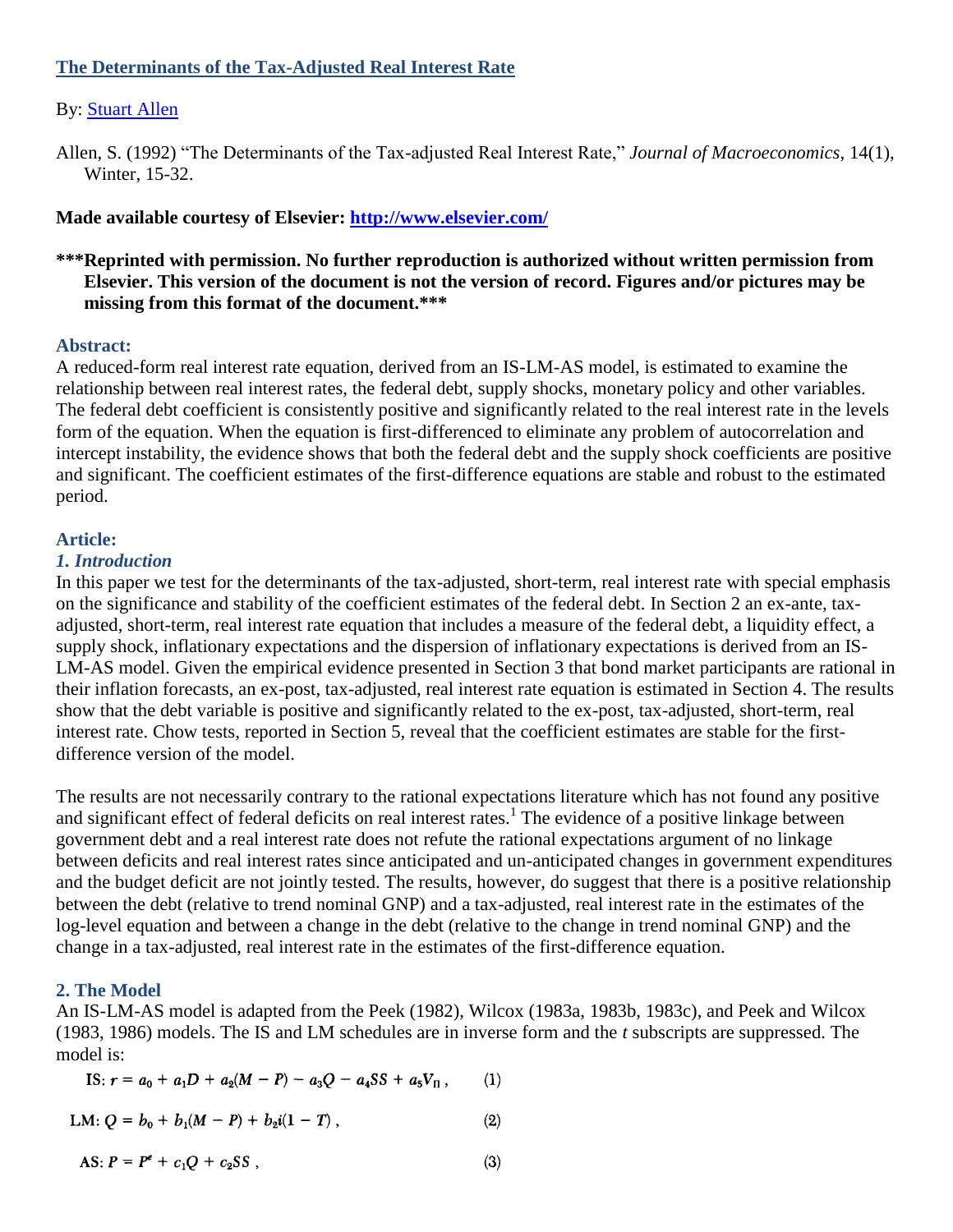# [The Determinants of the Tax-Adjusted Real Interest Rate](#)

By: [Stuart Allen](#)

Allen, S. (1992) "The Determinants of the Tax-adjusted Real Interest Rate," *Journal of Macroeconomics*, 14(1), Winter, 15-32.

**Made available courtesy of Elsevier: [http://www.elsevier.com/](http://www.elsevier.com/)**

**\*\*\*Reprinted with permission. No further reproduction is authorized without written permission from Elsevier. This version of the document is not the version of record. Figures and/or pictures may be missing from this format of the document.\*\*\***

## Abstract:

A reduced-form real interest rate equation, derived from an IS-LM-AS model, is estimated to examine the relationship between real interest rates, the federal debt, supply shocks, monetary policy and other variables. The federal debt coefficient is consistently positive and significantly related to the real interest rate in the levels form of the equation. When the equation is first-differenced to eliminate any problem of autocorrelation and intercept instability, the evidence shows that both the federal debt and the supply shock coefficients are positive and significant. The coefficient estimates of the first-difference equations are stable and robust to the estimated period.

## Article:

### *1. Introduction*

In this paper we test for the determinants of the tax-adjusted, short-term, real interest rate with special emphasis on the significance and stability of the coefficient estimates of the federal debt. In Section 2 an ex-ante, tax-adjusted, short-term, real interest rate equation that includes a measure of the federal debt, a liquidity effect, a supply shock, inflationary expectations and the dispersion of inflationary expectations is derived from an IS-LM-AS model. Given the empirical evidence presented in Section 3 that bond market participants are rational in their inflation forecasts, an ex-post, tax-adjusted, real interest rate equation is estimated in Section 4. The results show that the debt variable is positive and significantly related to the ex-post, tax-adjusted, short-term, real interest rate. Chow tests, reported in Section 5, reveal that the coefficient estimates are stable for the first-difference version of the model.

The results are not necessarily contrary to the rational expectations literature which has not found any positive and significant effect of federal deficits on real interest rates.[1] The evidence of a positive linkage between government debt and a real interest rate does not refute the rational expectations argument of no linkage between deficits and real interest rates since anticipated and un-anticipated changes in government expenditures and the budget deficit are not jointly tested. The results, however, do suggest that there is a positive relationship between the debt (relative to trend nominal GNP) and a tax-adjusted, real interest rate in the estimates of the log-level equation and between a change in the debt (relative to the change in trend nominal GNP) and the change in a tax-adjusted, real interest rate in the estimates of the first-difference equation.

### 2. The Model

An IS-LM-AS model is adapted from the Peek (1982), Wilcox (1983a, 1983b, 1983c), and Peek and Wilcox (1983, 1986) models. The IS and LM schedules are in inverse form and the *t* subscripts are suppressed. The model is:

$$\text{IS: } r = a_0 + a_1 D + a_2(M - P) - a_3 Q - a_4 SS + a_5 V_\Pi\,, \qquad (1)$$

$$\text{LM: } Q = b_0 + b_1(M - P) + b_2 i(1 - T)\,, \qquad (2)$$

$$\text{AS: } P = P^e + c_1 Q + c_2 SS\,, \qquad (3)$$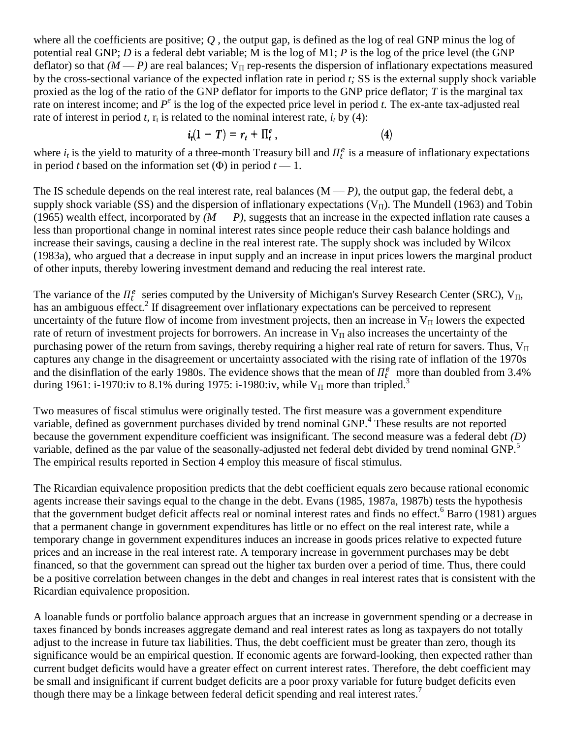where all the coefficients are positive; $Q$ , the output gap, is defined as the log of real GNP minus the log of potential real GNP; $D$ is a federal debt variable; M is the log of M1; $P$ is the log of the price level (the GNP deflator) so that $(M - P)$ are real balances; $V_{\Pi}$ rep-resents the dispersion of inflationary expectations measured by the cross-sectional variance of the expected inflation rate in period $t$; SS is the external supply shock variable proxied as the log of the ratio of the GNP deflator for imports to the GNP price deflator; $T$ is the marginal tax rate on interest income; and $P^e$ is the log of the expected price level in period $t$. The ex-ante tax-adjusted real rate of interest in period $t$, $r_t$ is related to the nominal interest rate, $i_t$ by (4):

$$i_t(1 - T) = r_t + \Pi_t^e , \qquad (4)$$

where $i_t$ is the yield to maturity of a three-month Treasury bill and $\Pi_t^e$ is a measure of inflationary expectations in period $t$ based on the information set ($\Phi$) in period $t - 1$.

The IS schedule depends on the real interest rate, real balances $(M - P)$, the output gap, the federal debt, a supply shock variable (SS) and the dispersion of inflationary expectations ($V_{\Pi}$). The Mundell (1963) and Tobin (1965) wealth effect, incorporated by $(M - P)$, suggests that an increase in the expected inflation rate causes a less than proportional change in nominal interest rates since people reduce their cash balance holdings and increase their savings, causing a decline in the real interest rate. The supply shock was included by Wilcox (1983a), who argued that a decrease in input supply and an increase in input prices lowers the marginal product of other inputs, thereby lowering investment demand and reducing the real interest rate.

The variance of the $\Pi_t^e$ series computed by the University of Michigan's Survey Research Center (SRC), $V_{\Pi}$, has an ambiguous effect.[2] If disagreement over inflationary expectations can be perceived to represent uncertainty of the future flow of income from investment projects, then an increase in $V_{\Pi}$ lowers the expected rate of return of investment projects for borrowers. An increase in $V_{\Pi}$ also increases the uncertainty of the purchasing power of the return from savings, thereby requiring a higher real rate of return for savers. Thus, $V_{\Pi}$ captures any change in the disagreement or uncertainty associated with the rising rate of inflation of the 1970s and the disinflation of the early 1980s. The evidence shows that the mean of $\Pi_t^e$ more than doubled from 3.4% during 1961: i-1970:iv to 8.1% during 1975: i-1980:iv, while $V_{\Pi}$ more than tripled.[3]

Two measures of fiscal stimulus were originally tested. The first measure was a government expenditure variable, defined as government purchases divided by trend nominal GNP.[4] These results are not reported because the government expenditure coefficient was insignificant. The second measure was a federal debt $(D)$ variable, defined as the par value of the seasonally-adjusted net federal debt divided by trend nominal GNP.[5] The empirical results reported in Section 4 employ this measure of fiscal stimulus.

The Ricardian equivalence proposition predicts that the debt coefficient equals zero because rational economic agents increase their savings equal to the change in the debt. Evans (1985, 1987a, 1987b) tests the hypothesis that the government budget deficit affects real or nominal interest rates and finds no effect.[6] Barro (1981) argues that a permanent change in government expenditures has little or no effect on the real interest rate, while a temporary change in government expenditures induces an increase in goods prices relative to expected future prices and an increase in the real interest rate. A temporary increase in government purchases may be debt financed, so that the government can spread out the higher tax burden over a period of time. Thus, there could be a positive correlation between changes in the debt and changes in real interest rates that is consistent with the Ricardian equivalence proposition.

A loanable funds or portfolio balance approach argues that an increase in government spending or a decrease in taxes financed by bonds increases aggregate demand and real interest rates as long as taxpayers do not totally adjust to the increase in future tax liabilities. Thus, the debt coefficient must be greater than zero, though its significance would be an empirical question. If economic agents are forward-looking, then expected rather than current budget deficits would have a greater effect on current interest rates. Therefore, the debt coefficient may be small and insignificant if current budget deficits are a poor proxy variable for future budget deficits even though there may be a linkage between federal deficit spending and real interest rates.[7]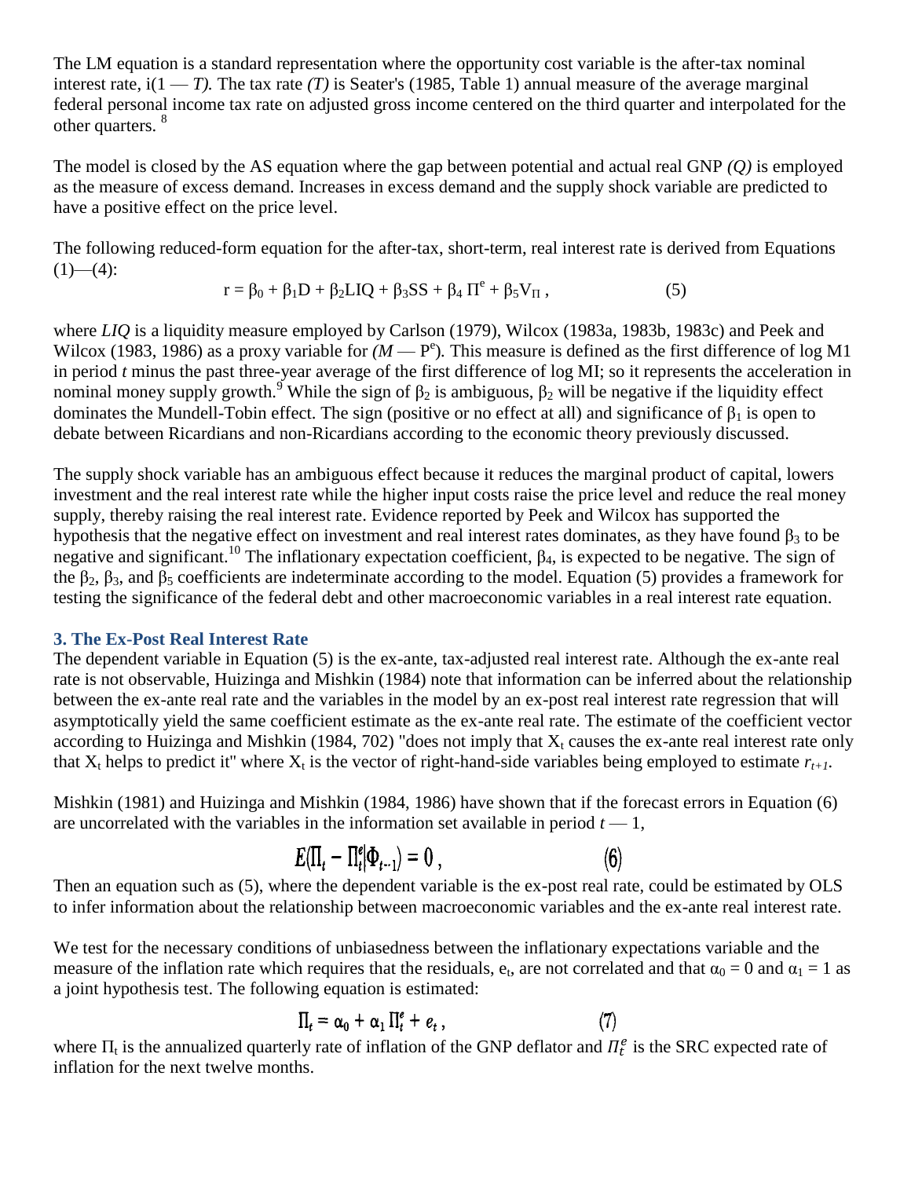The LM equation is a standard representation where the opportunity cost variable is the after-tax nominal interest rate, $i(1 - T)$. The tax rate $(T)$ is Seater's (1985, Table 1) annual measure of the average marginal federal personal income tax rate on adjusted gross income centered on the third quarter and interpolated for the other quarters. [8]

The model is closed by the AS equation where the gap between potential and actual real GNP $(Q)$ is employed as the measure of excess demand. Increases in excess demand and the supply shock variable are predicted to have a positive effect on the price level.

The following reduced-form equation for the after-tax, short-term, real interest rate is derived from Equations (1)—(4):

$$r = \beta_0 + \beta_1 D + \beta_2 LIQ + \beta_3 SS + \beta_4 \Pi^e + \beta_5 V_\Pi , \qquad (5)$$

where *LIQ* is a liquidity measure employed by Carlson (1979), Wilcox (1983a, 1983b, 1983c) and Peek and Wilcox (1983, 1986) as a proxy variable for $(M - P^e)$. This measure is defined as the first difference of log M1 in period *t* minus the past three-year average of the first difference of log MI; so it represents the acceleration in nominal money supply growth.[9] While the sign of $\beta_2$ is ambiguous, $\beta_2$ will be negative if the liquidity effect dominates the Mundell-Tobin effect. The sign (positive or no effect at all) and significance of $\beta_1$ is open to debate between Ricardians and non-Ricardians according to the economic theory previously discussed.

The supply shock variable has an ambiguous effect because it reduces the marginal product of capital, lowers investment and the real interest rate while the higher input costs raise the price level and reduce the real money supply, thereby raising the real interest rate. Evidence reported by Peek and Wilcox has supported the hypothesis that the negative effect on investment and real interest rates dominates, as they have found $\beta_3$ to be negative and significant.[10] The inflationary expectation coefficient, $\beta_4$, is expected to be negative. The sign of the $\beta_2$, $\beta_3$, and $\beta_5$ coefficients are indeterminate according to the model. Equation (5) provides a framework for testing the significance of the federal debt and other macroeconomic variables in a real interest rate equation.

### 3. The Ex-Post Real Interest Rate

The dependent variable in Equation (5) is the ex-ante, tax-adjusted real interest rate. Although the ex-ante real rate is not observable, Huizinga and Mishkin (1984) note that information can be inferred about the relationship between the ex-ante real rate and the variables in the model by an ex-post real interest rate regression that will asymptotically yield the same coefficient estimate as the ex-ante real rate. The estimate of the coefficient vector according to Huizinga and Mishkin (1984, 702) "does not imply that $X_t$ causes the ex-ante real interest rate only that $X_t$ helps to predict it" where $X_t$ is the vector of right-hand-side variables being employed to estimate $r_{t+1}$.

Mishkin (1981) and Huizinga and Mishkin (1984, 1986) have shown that if the forecast errors in Equation (6) are uncorrelated with the variables in the information set available in period $t - 1$,

$$E(\Pi_t - \Pi_t^e | \Phi_{t-1}) = 0 , \qquad (6)$$

Then an equation such as (5), where the dependent variable is the ex-post real rate, could be estimated by OLS to infer information about the relationship between macroeconomic variables and the ex-ante real interest rate.

We test for the necessary conditions of unbiasedness between the inflationary expectations variable and the measure of the inflation rate which requires that the residuals, $e_t$, are not correlated and that $\alpha_0 = 0$ and $\alpha_1 = 1$ as a joint hypothesis test. The following equation is estimated:

$$\Pi_t = \alpha_0 + \alpha_1 \Pi_t^e + e_t , \qquad (7)$$

where $\Pi_t$ is the annualized quarterly rate of inflation of the GNP deflator and $\Pi_t^e$ is the SRC expected rate of inflation for the next twelve months.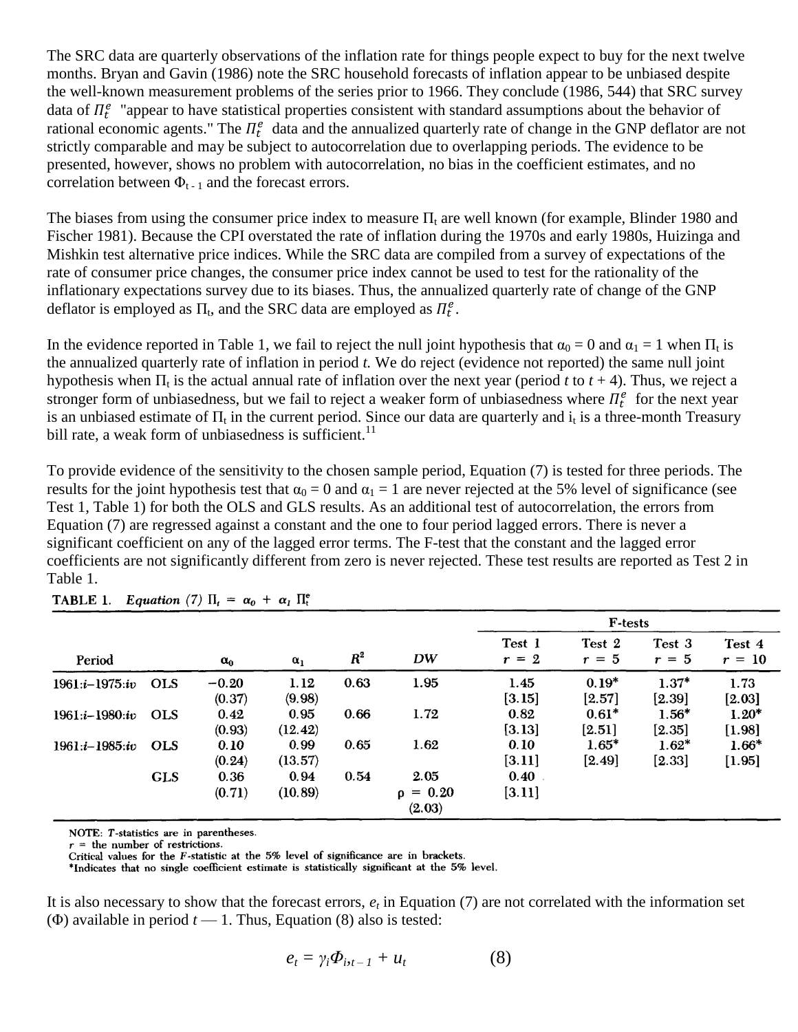The SRC data are quarterly observations of the inflation rate for things people expect to buy for the next twelve months. Bryan and Gavin (1986) note the SRC household forecasts of inflation appear to be unbiased despite the well-known measurement problems of the series prior to 1966. They conclude (1986, 544) that SRC survey data of $\Pi_t^e$ "appear to have statistical properties consistent with standard assumptions about the behavior of rational economic agents." The $\Pi_t^e$ data and the annualized quarterly rate of change in the GNP deflator are not strictly comparable and may be subject to autocorrelation due to overlapping periods. The evidence to be presented, however, shows no problem with autocorrelation, no bias in the coefficient estimates, and no correlation between $\Phi_{t-1}$ and the forecast errors.

The biases from using the consumer price index to measure $\Pi_t$ are well known (for example, Blinder 1980 and Fischer 1981). Because the CPI overstated the rate of inflation during the 1970s and early 1980s, Huizinga and Mishkin test alternative price indices. While the SRC data are compiled from a survey of expectations of the rate of consumer price changes, the consumer price index cannot be used to test for the rationality of the inflationary expectations survey due to its biases. Thus, the annualized quarterly rate of change of the GNP deflator is employed as $\Pi_t$, and the SRC data are employed as $\Pi_t^e$.

In the evidence reported in Table 1, we fail to reject the null joint hypothesis that $\alpha_0 = 0$ and $\alpha_1 = 1$ when $\Pi_t$ is the annualized quarterly rate of inflation in period *t.* We do reject (evidence not reported) the same null joint hypothesis when $\Pi_t$ is the actual annual rate of inflation over the next year (period *t* to *t* + 4). Thus, we reject a stronger form of unbiasedness, but we fail to reject a weaker form of unbiasedness where $\Pi_t^e$ for the next year is an unbiased estimate of $\Pi_t$ in the current period. Since our data are quarterly and $i_t$ is a three-month Treasury bill rate, a weak form of unbiasedness is sufficient.[11]

To provide evidence of the sensitivity to the chosen sample period, Equation (7) is tested for three periods. The results for the joint hypothesis test that $\alpha_0 = 0$ and $\alpha_1 = 1$ are never rejected at the 5% level of significance (see Test 1, Table 1) for both the OLS and GLS results. As an additional test of autocorrelation, the errors from Equation (7) are regressed against a constant and the one to four period lagged errors. There is never a significant coefficient on any of the lagged error terms. The F-test that the constant and the lagged error coefficients are not significantly different from zero is never rejected. These test results are reported as Test 2 in Table 1.

**TABLE 1.** *Equation (7)* $\Pi_t = \alpha_0 + \alpha_1 \Pi_t^e$

| Period | | $\alpha_0$ | $\alpha_1$ | $R^2$ | DW | F-tests: Test 1 $r = 2$ | Test 2 $r = 5$ | Test 3 $r = 5$ | Test 4 $r = 10$ |
|---|---|---|---|---|---|---|---|---|---|
| 1961:*i*–1975:*iv* | OLS | −0.20 | 1.12 | 0.63 | 1.95 | 1.45 | 0.19* | 1.37* | 1.73 |
| | | (0.37) | (9.98) | | | [3.15] | [2.57] | [2.39] | [2.03] |
| 1961:*i*–1980:*iv* | OLS | 0.42 | 0.95 | 0.66 | 1.72 | 0.82 | 0.61* | 1.56* | 1.20* |
| | | (0.93) | (12.42) | | | [3.13] | [2.51] | [2.35] | [1.98] |
| 1961:*i*–1985:*iv* | OLS | 0.10 | 0.99 | 0.65 | 1.62 | 0.10 | 1.65* | 1.62* | 1.66* |
| | | (0.24) | (13.57) | | | [3.11] | [2.49] | [2.33] | [1.95] |
| | GLS | 0.36 | 0.94 | 0.54 | 2.05 | 0.40 | | | |
| | | (0.71) | (10.89) | | $\rho = 0.20$ | [3.11] | | | |
| | | | | | (2.03) | | | | |

NOTE: *T*-statistics are in parentheses.
*r* = the number of restrictions.
Critical values for the *F*-statistic at the 5% level of significance are in brackets.
*Indicates that no single coefficient estimate is statistically significant at the 5% level.

It is also necessary to show that the forecast errors, $e_t$ in Equation (7) are not correlated with the information set ($\Phi$) available in period *t* — 1. Thus, Equation (8) also is tested:

$$e_t = \gamma_i \Phi_{i,t-1} + u_t \qquad (8)$$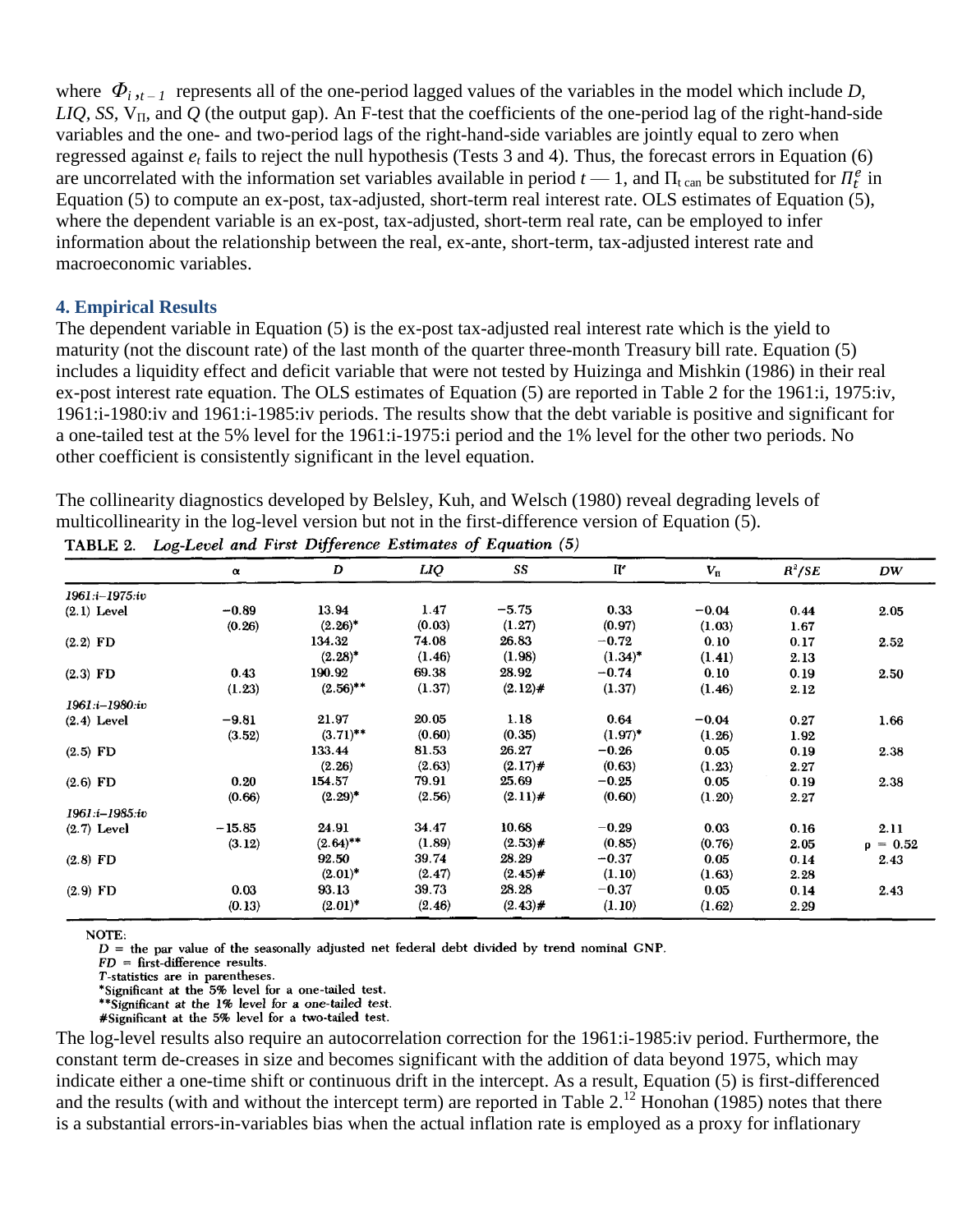where $\Phi_{i,t-1}$ represents all of the one-period lagged values of the variables in the model which include *D*, *LIQ*, *SS*, $V_{\Pi}$, and *Q* (the output gap). An F-test that the coefficients of the one-period lag of the right-hand-side variables and the one- and two-period lags of the right-hand-side variables are jointly equal to zero when regressed against $e_t$ fails to reject the null hypothesis (Tests 3 and 4). Thus, the forecast errors in Equation (6) are uncorrelated with the information set variables available in period $t$ — 1, and $\Pi_t$ can be substituted for $\Pi_t^e$ in Equation (5) to compute an ex-post, tax-adjusted, short-term real interest rate. OLS estimates of Equation (5), where the dependent variable is an ex-post, tax-adjusted, short-term real rate, can be employed to infer information about the relationship between the real, ex-ante, short-term, tax-adjusted interest rate and macroeconomic variables.

## 4. Empirical Results

The dependent variable in Equation (5) is the ex-post tax-adjusted real interest rate which is the yield to maturity (not the discount rate) of the last month of the quarter three-month Treasury bill rate. Equation (5) includes a liquidity effect and deficit variable that were not tested by Huizinga and Mishkin (1986) in their real ex-post interest rate equation. The OLS estimates of Equation (5) are reported in Table 2 for the 1961:i, 1975:iv, 1961:i-1980:iv and 1961:i-1985:iv periods. The results show that the debt variable is positive and significant for a one-tailed test at the 5% level for the 1961:i-1975:i period and the 1% level for the other two periods. No other coefficient is consistently significant in the level equation.

The collinearity diagnostics developed by Belsley, Kuh, and Welsch (1980) reveal degrading levels of multicollinearity in the log-level version but not in the first-difference version of Equation (5).

TABLE 2. *Log-Level and First Difference Estimates of Equation (5)*

| | α | *D* | *LIQ* | *SS* | $\Pi^e$ | $V_{\Pi}$ | $R^2/SE$ | *DW* |
|---|---|---|---|---|---|---|---|---|
| *1961:i–1975:iv* | | | | | | | | |
| (2.1) Level | −0.89 | 13.94 | 1.47 | −5.75 | 0.33 | −0.04 | 0.44 | 2.05 |
| | (0.26) | (2.26)* | (0.03) | (1.27) | (0.97) | (1.03) | 1.67 | |
| (2.2) FD | | 134.32 | 74.08 | 26.83 | −0.72 | 0.10 | 0.17 | 2.52 |
| | | (2.28)* | (1.46) | (1.98) | (1.34)* | (1.41) | 2.13 | |
| (2.3) FD | 0.43 | 190.92 | 69.38 | 28.92 | −0.74 | 0.10 | 0.19 | 2.50 |
| | (1.23) | (2.56)** | (1.37) | (2.12)# | (1.37) | (1.46) | 2.12 | |
| *1961:i–1980:iv* | | | | | | | | |
| (2.4) Level | −9.81 | 21.97 | 20.05 | 1.18 | 0.64 | −0.04 | 0.27 | 1.66 |
| | (3.52) | (3.71)** | (0.60) | (0.35) | (1.97)* | (1.26) | 1.92 | |
| (2.5) FD | | 133.44 | 81.53 | 26.27 | −0.26 | 0.05 | 0.19 | 2.38 |
| | | (2.26) | (2.63) | (2.17)# | (0.63) | (1.23) | 2.27 | |
| (2.6) FD | 0.20 | 154.57 | 79.91 | 25.69 | −0.25 | 0.05 | 0.19 | 2.38 |
| | (0.66) | (2.29)* | (2.56) | (2.11)# | (0.60) | (1.20) | 2.27 | |
| *1961:i–1985:iv* | | | | | | | | |
| (2.7) Level | −15.85 | 24.91 | 34.47 | 10.68 | −0.29 | 0.03 | 0.16 | 2.11 |
| | (3.12) | (2.64)** | (1.89) | (2.53)# | (0.85) | (0.76) | 2.05 | ρ = 0.52 |
| (2.8) FD | | 92.50 | 39.74 | 28.29 | −0.37 | 0.05 | 0.14 | 2.43 |
| | | (2.01)* | (2.47) | (2.45)# | (1.10) | (1.63) | 2.28 | |
| (2.9) FD | 0.03 | 93.13 | 39.73 | 28.28 | −0.37 | 0.05 | 0.14 | 2.43 |
| | (0.13) | (2.01)* | (2.46) | (2.43)# | (1.10) | (1.62) | 2.29 | |

NOTE:
*D* = the par value of the seasonally adjusted net federal debt divided by trend nominal GNP.
*FD* = first-difference results.
*T*-statistics are in parentheses.
*Significant at the 5% level for a one-tailed test.
**Significant at the 1% level for a one-tailed test.
#Significant at the 5% level for a two-tailed test.

The log-level results also require an autocorrelation correction for the 1961:i-1985:iv period. Furthermore, the constant term de-creases in size and becomes significant with the addition of data beyond 1975, which may indicate either a one-time shift or continuous drift in the intercept. As a result, Equation (5) is first-differenced and the results (with and without the intercept term) are reported in Table 2.[12] Honohan (1985) notes that there is a substantial errors-in-variables bias when the actual inflation rate is employed as a proxy for inflationary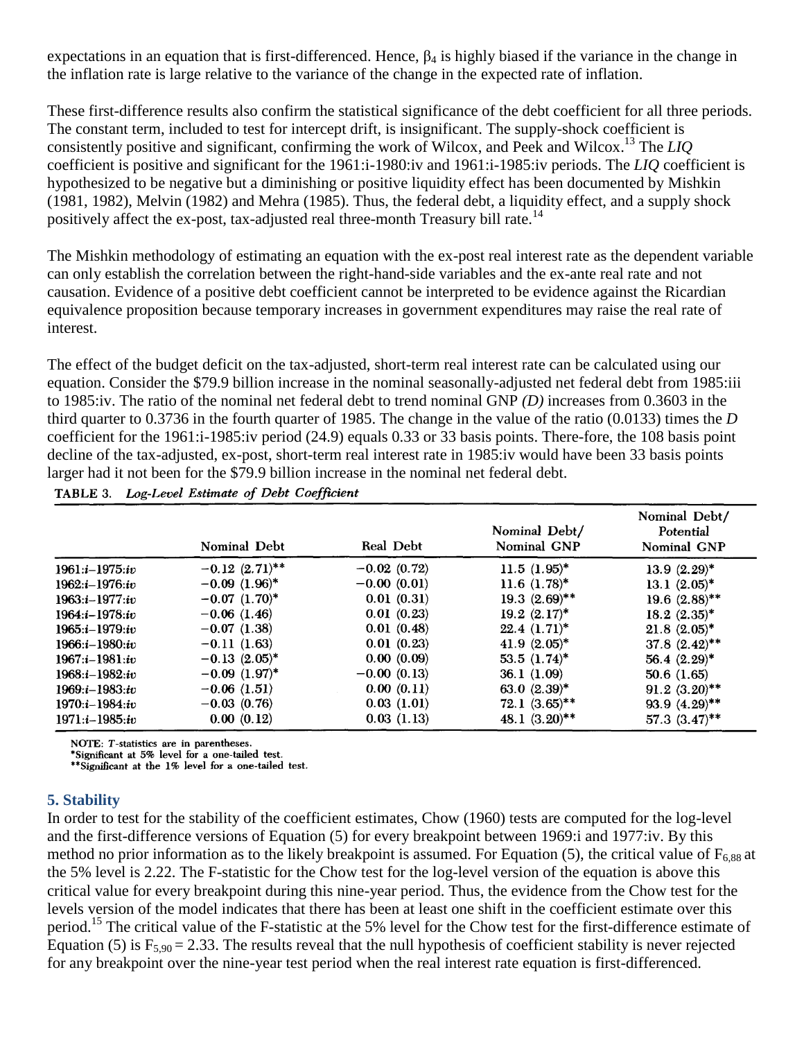expectations in an equation that is first-differenced. Hence, $\beta_4$ is highly biased if the variance in the change in the inflation rate is large relative to the variance of the change in the expected rate of inflation.

These first-difference results also confirm the statistical significance of the debt coefficient for all three periods. The constant term, included to test for intercept drift, is insignificant. The supply-shock coefficient is consistently positive and significant, confirming the work of Wilcox, and Peek and Wilcox.[13] The *LIQ* coefficient is positive and significant for the 1961:i-1980:iv and 1961:i-1985:iv periods. The *LIQ* coefficient is hypothesized to be negative but a diminishing or positive liquidity effect has been documented by Mishkin (1981, 1982), Melvin (1982) and Mehra (1985). Thus, the federal debt, a liquidity effect, and a supply shock positively affect the ex-post, tax-adjusted real three-month Treasury bill rate.[14]

The Mishkin methodology of estimating an equation with the ex-post real interest rate as the dependent variable can only establish the correlation between the right-hand-side variables and the ex-ante real rate and not causation. Evidence of a positive debt coefficient cannot be interpreted to be evidence against the Ricardian equivalence proposition because temporary increases in government expenditures may raise the real rate of interest.

The effect of the budget deficit on the tax-adjusted, short-term real interest rate can be calculated using our equation. Consider the $79.9 billion increase in the nominal seasonally-adjusted net federal debt from 1985:iii to 1985:iv. The ratio of the nominal net federal debt to trend nominal GNP *(D)* increases from 0.3603 in the third quarter to 0.3736 in the fourth quarter of 1985. The change in the value of the ratio (0.0133) times the *D* coefficient for the 1961:i-1985:iv period (24.9) equals 0.33 or 33 basis points. There-fore, the 108 basis point decline of the tax-adjusted, ex-post, short-term real interest rate in 1985:iv would have been 33 basis points larger had it not been for the $79.9 billion increase in the nominal net federal debt.

**TABLE 3.** *Log-Level Estimate of Debt Coefficient*

| | Nominal Debt | Real Debt | Nominal Debt/ Nominal GNP | Nominal Debt/ Potential Nominal GNP |
|---|---|---|---|---|
| 1961:*i*–1975:*iv* | −0.12 (2.71)** | −0.02 (0.72) | 11.5 (1.95)* | 13.9 (2.29)* |
| 1962:*i*–1976:*iv* | −0.09 (1.96)* | −0.00 (0.01) | 11.6 (1.78)* | 13.1 (2.05)* |
| 1963:*i*–1977:*iv* | −0.07 (1.70)* | 0.01 (0.31) | 19.3 (2.69)** | 19.6 (2.88)** |
| 1964:*i*–1978:*iv* | −0.06 (1.46) | 0.01 (0.23) | 19.2 (2.17)* | 18.2 (2.35)* |
| 1965:*i*–1979:*iv* | −0.07 (1.38) | 0.01 (0.48) | 22.4 (1.71)* | 21.8 (2.05)* |
| 1966:*i*–1980:*iv* | −0.11 (1.63) | 0.01 (0.23) | 41.9 (2.05)* | 37.8 (2.42)** |
| 1967:*i*–1981:*iv* | −0.13 (2.05)* | 0.00 (0.09) | 53.5 (1.74)* | 56.4 (2.29)* |
| 1968:*i*–1982:*iv* | −0.09 (1.97)* | −0.00 (0.13) | 36.1 (1.09) | 50.6 (1.65) |
| 1969:*i*–1983:*iv* | −0.06 (1.51) | 0.00 (0.11) | 63.0 (2.39)* | 91.2 (3.20)** |
| 1970:*i*–1984:*iv* | −0.03 (0.76) | 0.03 (1.01) | 72.1 (3.65)** | 93.9 (4.29)** |
| 1971:*i*–1985:*iv* | 0.00 (0.12) | 0.03 (1.13) | 48.1 (3.20)** | 57.3 (3.47)** |

NOTE: *T*-statistics are in parentheses.
*Significant at 5% level for a one-tailed test.
**Significant at the 1% level for a one-tailed test.

### 5. Stability

In order to test for the stability of the coefficient estimates, Chow (1960) tests are computed for the log-level and the first-difference versions of Equation (5) for every breakpoint between 1969:i and 1977:iv. By this method no prior information as to the likely breakpoint is assumed. For Equation (5), the critical value of $F_{6,88}$ at the 5% level is 2.22. The F-statistic for the Chow test for the log-level version of the equation is above this critical value for every breakpoint during this nine-year period. Thus, the evidence from the Chow test for the levels version of the model indicates that there has been at least one shift in the coefficient estimate over this period.[15] The critical value of the F-statistic at the 5% level for the Chow test for the first-difference estimate of Equation (5) is $F_{5,90} = 2.33$. The results reveal that the null hypothesis of coefficient stability is never rejected for any breakpoint over the nine-year test period when the real interest rate equation is first-differenced.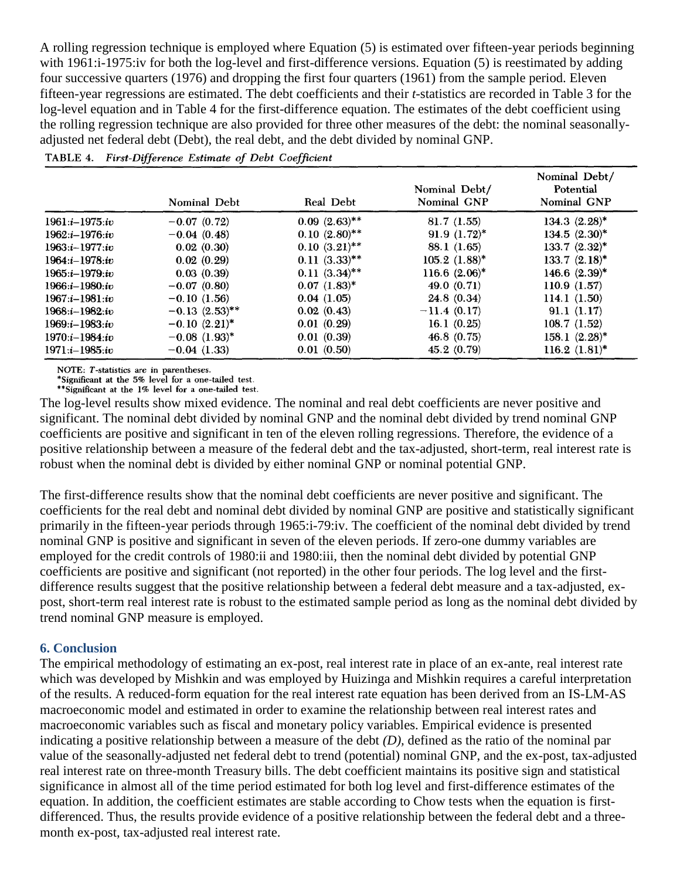A rolling regression technique is employed where Equation (5) is estimated over fifteen-year periods beginning with 1961:i-1975:iv for both the log-level and first-difference versions. Equation (5) is reestimated by adding four successive quarters (1976) and dropping the first four quarters (1961) from the sample period. Eleven fifteen-year regressions are estimated. The debt coefficients and their *t*-statistics are recorded in Table 3 for the log-level equation and in Table 4 for the first-difference equation. The estimates of the debt coefficient using the rolling regression technique are also provided for three other measures of the debt: the nominal seasonally-adjusted net federal debt (Debt), the real debt, and the debt divided by nominal GNP.

**TABLE 4.** *First-Difference Estimate of Debt Coefficient*

| | Nominal Debt | Real Debt | Nominal Debt/ Nominal GNP | Nominal Debt/ Potential Nominal GNP |
|---|---|---|---|---|
| 1961:*i*–1975:*iv* | −0.07 (0.72) | 0.09 (2.63)** | 81.7 (1.55) | 134.3 (2.28)* |
| 1962:*i*–1976:*iv* | −0.04 (0.48) | 0.10 (2.80)** | 91.9 (1.72)* | 134.5 (2.30)* |
| 1963:*i*–1977:*iv* | 0.02 (0.30) | 0.10 (3.21)** | 88.1 (1.65) | 133.7 (2.32)* |
| 1964:*i*–1978:*iv* | 0.02 (0.29) | 0.11 (3.33)** | 105.2 (1.88)* | 133.7 (2.18)* |
| 1965:*i*–1979:*iv* | 0.03 (0.39) | 0.11 (3.34)** | 116.6 (2.06)* | 146.6 (2.39)* |
| 1966:*i*–1980:*iv* | −0.07 (0.80) | 0.07 (1.83)* | 49.0 (0.71) | 110.9 (1.57) |
| 1967:*i*–1981:*iv* | −0.10 (1.56) | 0.04 (1.05) | 24.8 (0.34) | 114.1 (1.50) |
| 1968:*i*–1982:*iv* | −0.13 (2.53)** | 0.02 (0.43) | −11.4 (0.17) | 91.1 (1.17) |
| 1969:*i*–1983:*iv* | −0.10 (2.21)* | 0.01 (0.29) | 16.1 (0.25) | 108.7 (1.52) |
| 1970:*i*–1984:*iv* | −0.08 (1.93)* | 0.01 (0.39) | 46.8 (0.75) | 158.1 (2.28)* |
| 1971:*i*–1985:*iv* | −0.04 (1.33) | 0.01 (0.50) | 45.2 (0.79) | 116.2 (1.81)* |

NOTE: *T*-statistics are in parentheses.
*Significant at the 5% level for a one-tailed test.
**Significant at the 1% level for a one-tailed test.

The log-level results show mixed evidence. The nominal and real debt coefficients are never positive and significant. The nominal debt divided by nominal GNP and the nominal debt divided by trend nominal GNP coefficients are positive and significant in ten of the eleven rolling regressions. Therefore, the evidence of a positive relationship between a measure of the federal debt and the tax-adjusted, short-term, real interest rate is robust when the nominal debt is divided by either nominal GNP or nominal potential GNP.

The first-difference results show that the nominal debt coefficients are never positive and significant. The coefficients for the real debt and nominal debt divided by nominal GNP are positive and statistically significant primarily in the fifteen-year periods through 1965:i-79:iv. The coefficient of the nominal debt divided by trend nominal GNP is positive and significant in seven of the eleven periods. If zero-one dummy variables are employed for the credit controls of 1980:ii and 1980:iii, then the nominal debt divided by potential GNP coefficients are positive and significant (not reported) in the other four periods. The log level and the first-difference results suggest that the positive relationship between a federal debt measure and a tax-adjusted, ex-post, short-term real interest rate is robust to the estimated sample period as long as the nominal debt divided by trend nominal GNP measure is employed.

## 6. Conclusion

The empirical methodology of estimating an ex-post, real interest rate in place of an ex-ante, real interest rate which was developed by Mishkin and was employed by Huizinga and Mishkin requires a careful interpretation of the results. A reduced-form equation for the real interest rate equation has been derived from an IS-LM-AS macroeconomic model and estimated in order to examine the relationship between real interest rates and macroeconomic variables such as fiscal and monetary policy variables. Empirical evidence is presented indicating a positive relationship between a measure of the debt *(D)*, defined as the ratio of the nominal par value of the seasonally-adjusted net federal debt to trend (potential) nominal GNP, and the ex-post, tax-adjusted real interest rate on three-month Treasury bills. The debt coefficient maintains its positive sign and statistical significance in almost all of the time period estimated for both log level and first-difference estimates of the equation. In addition, the coefficient estimates are stable according to Chow tests when the equation is first-differenced. Thus, the results provide evidence of a positive relationship between the federal debt and a three-month ex-post, tax-adjusted real interest rate.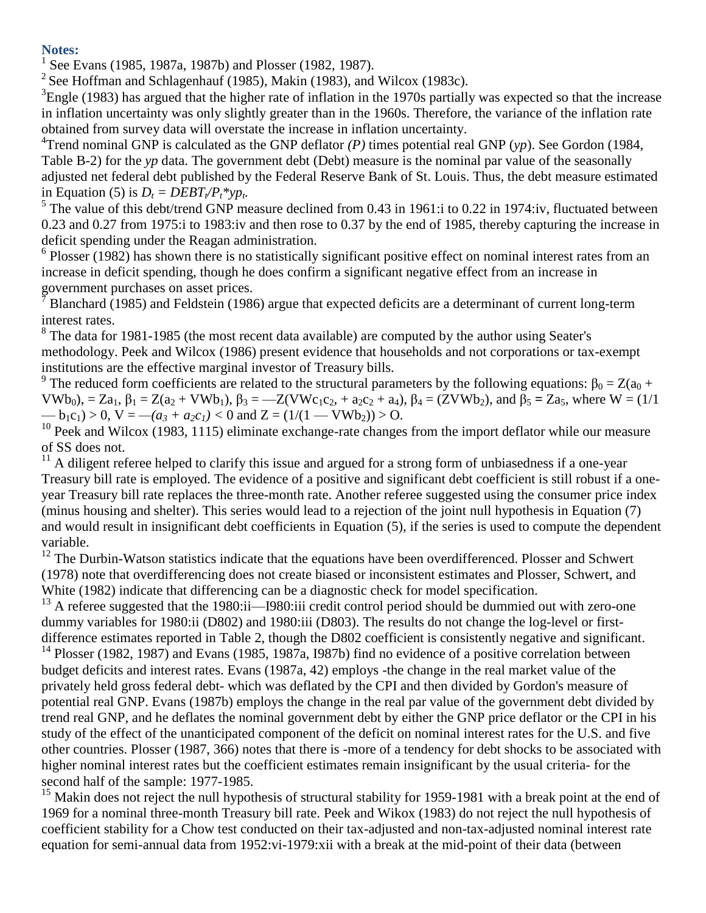## Notes:

[1] See Evans (1985, 1987a, 1987b) and Plosser (1982, 1987).

[2] See Hoffman and Schlagenhauf (1985), Makin (1983), and Wilcox (1983c).

[3] Engle (1983) has argued that the higher rate of inflation in the 1970s partially was expected so that the increase in inflation uncertainty was only slightly greater than in the 1960s. Therefore, the variance of the inflation rate obtained from survey data will overstate the increase in inflation uncertainty.

[4] Trend nominal GNP is calculated as the GNP deflator *(P)* times potential real GNP (*yp*). See Gordon (1984, Table B-2) for the *yp* data. The government debt (Debt) measure is the nominal par value of the seasonally adjusted net federal debt published by the Federal Reserve Bank of St. Louis. Thus, the debt measure estimated in Equation (5) is $D_t = DEBT_t/P_t{*}yp_t$.

[5] The value of this debt/trend GNP measure declined from 0.43 in 1961:i to 0.22 in 1974:iv, fluctuated between 0.23 and 0.27 from 1975:i to 1983:iv and then rose to 0.37 by the end of 1985, thereby capturing the increase in deficit spending under the Reagan administration.

[6] Plosser (1982) has shown there is no statistically significant positive effect on nominal interest rates from an increase in deficit spending, though he does confirm a significant negative effect from an increase in government purchases on asset prices.

[7] Blanchard (1985) and Feldstein (1986) argue that expected deficits are a determinant of current long-term interest rates.

[8] The data for 1981-1985 (the most recent data available) are computed by the author using Seater's methodology. Peek and Wilcox (1986) present evidence that households and not corporations or tax-exempt institutions are the effective marginal investor of Treasury bills.

[9] The reduced form coefficients are related to the structural parameters by the following equations: $\beta_0 = Z(a_0 + VWb_0)$, $= Za_1$, $\beta_1 = Z(a_2 + VWb_1)$, $\beta_3 = —Z(VWc_1c_2, + a_2c_2 + a_4)$, $\beta_4 = (ZVWb_2)$, and $\beta_5 = Za_5$, where $W = (1/1 — b_1c_1) > 0$, $V = —(a_3 + a_2c_1) < 0$ and $Z = (1/(1 — VWb_2)) > O$.

[10] Peek and Wilcox (1983, 1115) eliminate exchange-rate changes from the import deflator while our measure of SS does not.

[11] A diligent referee helped to clarify this issue and argued for a strong form of unbiasedness if a one-year Treasury bill rate is employed. The evidence of a positive and significant debt coefficient is still robust if a one-year Treasury bill rate replaces the three-month rate. Another referee suggested using the consumer price index (minus housing and shelter). This series would lead to a rejection of the joint null hypothesis in Equation (7) and would result in insignificant debt coefficients in Equation (5), if the series is used to compute the dependent variable.

[12] The Durbin-Watson statistics indicate that the equations have been overdifferenced. Plosser and Schwert (1978) note that overdifferencing does not create biased or inconsistent estimates and Plosser, Schwert, and White (1982) indicate that differencing can be a diagnostic check for model specification.

[13] A referee suggested that the 1980:ii—I980:iii credit control period should be dummied out with zero-one dummy variables for 1980:ii (D802) and 1980:iii (D803). The results do not change the log-level or first-difference estimates reported in Table 2, though the D802 coefficient is consistently negative and significant.

[14] Plosser (1982, 1987) and Evans (1985, 1987a, I987b) find no evidence of a positive correlation between budget deficits and interest rates. Evans (1987a, 42) employs -the change in the real market value of the privately held gross federal debt- which was deflated by the CPI and then divided by Gordon's measure of potential real GNP. Evans (1987b) employs the change in the real par value of the government debt divided by trend real GNP, and he deflates the nominal government debt by either the GNP price deflator or the CPI in his study of the effect of the unanticipated component of the deficit on nominal interest rates for the U.S. and five other countries. Plosser (1987, 366) notes that there is -more of a tendency for debt shocks to be associated with higher nominal interest rates but the coefficient estimates remain insignificant by the usual criteria- for the second half of the sample: 1977-1985.

[15] Makin does not reject the null hypothesis of structural stability for 1959-1981 with a break point at the end of 1969 for a nominal three-month Treasury bill rate. Peek and Wikox (1983) do not reject the null hypothesis of coefficient stability for a Chow test conducted on their tax-adjusted and non-tax-adjusted nominal interest rate equation for semi-annual data from 1952:vi-1979:xii with a break at the mid-point of their data (between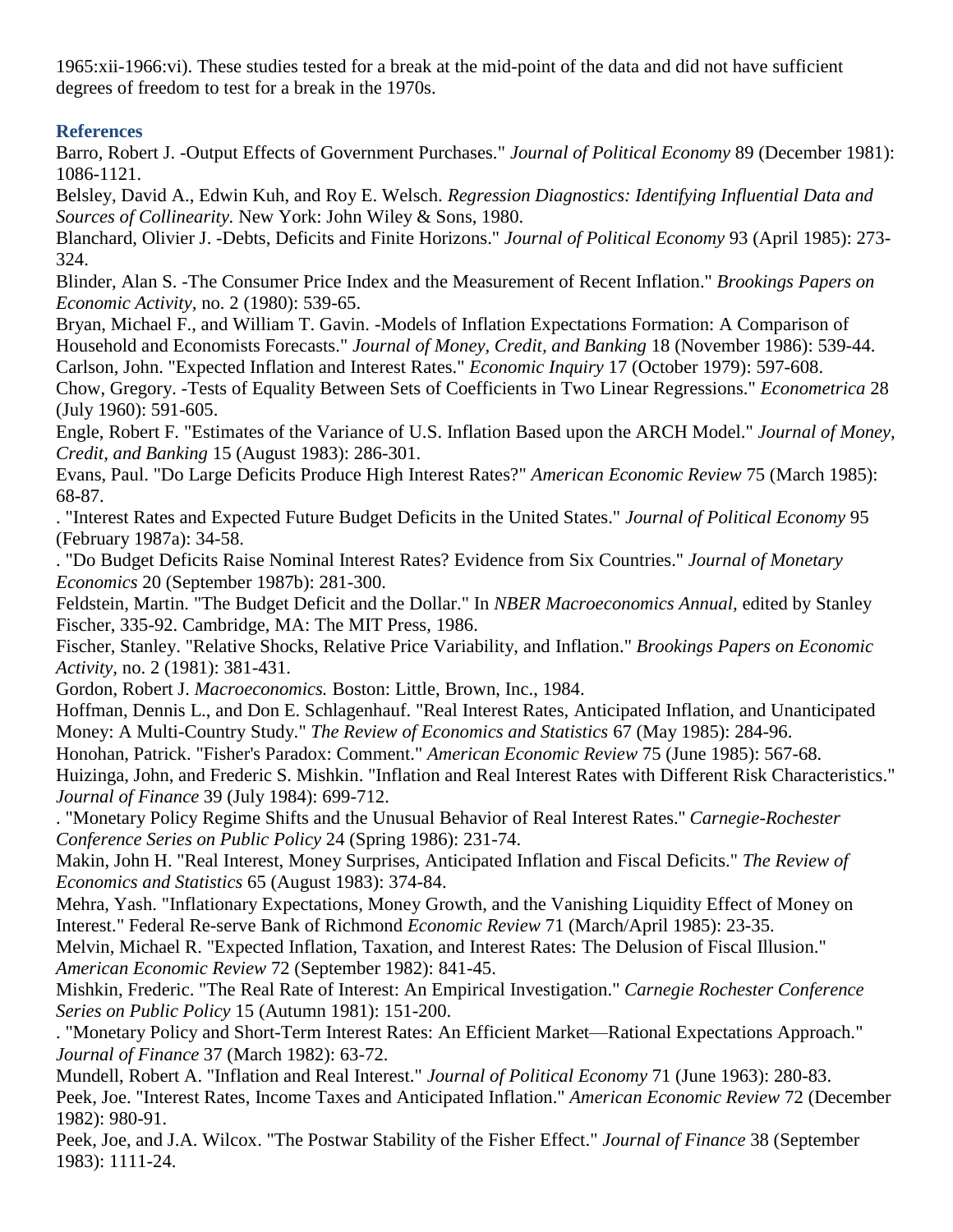1965:xii-1966:vi). These studies tested for a break at the mid-point of the data and did not have sufficient degrees of freedom to test for a break in the 1970s.

### References

Barro, Robert J. -Output Effects of Government Purchases." *Journal of Political Economy* 89 (December 1981): 1086-1121.

Belsley, David A., Edwin Kuh, and Roy E. Welsch. *Regression Diagnostics: Identifying Influential Data and Sources of Collinearity.* New York: John Wiley & Sons, 1980.

Blanchard, Olivier J. -Debts, Deficits and Finite Horizons." *Journal of Political Economy* 93 (April 1985): 273-324.

Blinder, Alan S. -The Consumer Price Index and the Measurement of Recent Inflation." *Brookings Papers on Economic Activity,* no. 2 (1980): 539-65.

Bryan, Michael F., and William T. Gavin. -Models of Inflation Expectations Formation: A Comparison of Household and Economists Forecasts." *Journal of Money, Credit, and Banking* 18 (November 1986): 539-44.

Carlson, John. "Expected Inflation and Interest Rates." *Economic Inquiry* 17 (October 1979): 597-608.

Chow, Gregory. -Tests of Equality Between Sets of Coefficients in Two Linear Regressions." *Econometrica* 28 (July 1960): 591-605.

Engle, Robert F. "Estimates of the Variance of U.S. Inflation Based upon the ARCH Model." *Journal of Money, Credit, and Banking* 15 (August 1983): 286-301.

Evans, Paul. "Do Large Deficits Produce High Interest Rates?" *American Economic Review* 75 (March 1985): 68-87.

. "Interest Rates and Expected Future Budget Deficits in the United States." *Journal of Political Economy* 95 (February 1987a): 34-58.

. "Do Budget Deficits Raise Nominal Interest Rates? Evidence from Six Countries." *Journal of Monetary Economics* 20 (September 1987b): 281-300.

Feldstein, Martin. "The Budget Deficit and the Dollar." In *NBER Macroeconomics Annual,* edited by Stanley Fischer, 335-92. Cambridge, MA: The MIT Press, 1986.

Fischer, Stanley. "Relative Shocks, Relative Price Variability, and Inflation." *Brookings Papers on Economic Activity,* no. 2 (1981): 381-431.

Gordon, Robert J. *Macroeconomics.* Boston: Little, Brown, Inc., 1984.

Hoffman, Dennis L., and Don E. Schlagenhauf. "Real Interest Rates, Anticipated Inflation, and Unanticipated Money: A Multi-Country Study." *The Review of Economics and Statistics* 67 (May 1985): 284-96.

Honohan, Patrick. "Fisher's Paradox: Comment." *American Economic Review* 75 (June 1985): 567-68.

Huizinga, John, and Frederic S. Mishkin. "Inflation and Real Interest Rates with Different Risk Characteristics." *Journal of Finance* 39 (July 1984): 699-712.

. "Monetary Policy Regime Shifts and the Unusual Behavior of Real Interest Rates." *Carnegie-Rochester Conference Series on Public Policy* 24 (Spring 1986): 231-74.

Makin, John H. "Real Interest, Money Surprises, Anticipated Inflation and Fiscal Deficits." *The Review of Economics and Statistics* 65 (August 1983): 374-84.

Mehra, Yash. "Inflationary Expectations, Money Growth, and the Vanishing Liquidity Effect of Money on Interest." Federal Re-serve Bank of Richmond *Economic Review* 71 (March/April 1985): 23-35.

Melvin, Michael R. "Expected Inflation, Taxation, and Interest Rates: The Delusion of Fiscal Illusion." *American Economic Review* 72 (September 1982): 841-45.

Mishkin, Frederic. "The Real Rate of Interest: An Empirical Investigation." *Carnegie Rochester Conference Series on Public Policy* 15 (Autumn 1981): 151-200.

. "Monetary Policy and Short-Term Interest Rates: An Efficient Market—Rational Expectations Approach." *Journal of Finance* 37 (March 1982): 63-72.

Mundell, Robert A. "Inflation and Real Interest." *Journal of Political Economy* 71 (June 1963): 280-83.

Peek, Joe. "Interest Rates, Income Taxes and Anticipated Inflation." *American Economic Review* 72 (December 1982): 980-91.

Peek, Joe, and J.A. Wilcox. "The Postwar Stability of the Fisher Effect." *Journal of Finance* 38 (September 1983): 1111-24.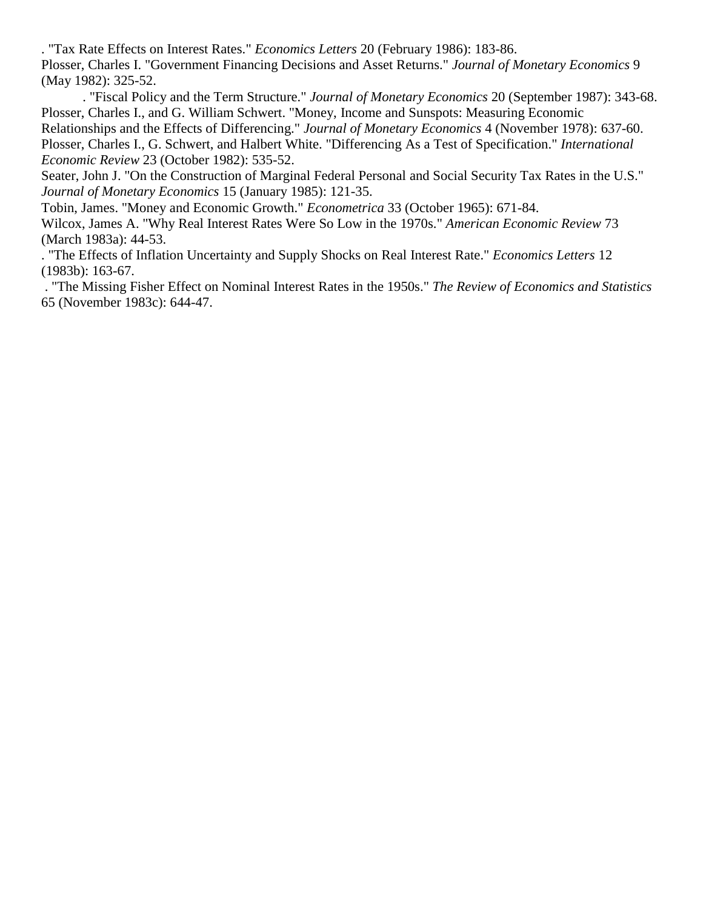. "Tax Rate Effects on Interest Rates." *Economics Letters* 20 (February 1986): 183-86.

Plosser, Charles I. "Government Financing Decisions and Asset Returns." *Journal of Monetary Economics* 9 (May 1982): 325-52.

. "Fiscal Policy and the Term Structure." *Journal of Monetary Economics* 20 (September 1987): 343-68.

Plosser, Charles I., and G. William Schwert. "Money, Income and Sunspots: Measuring Economic Relationships and the Effects of Differencing." *Journal of Monetary Economics* 4 (November 1978): 637-60.

Plosser, Charles I., G. Schwert, and Halbert White. "Differencing As a Test of Specification." *International Economic Review* 23 (October 1982): 535-52.

Seater, John J. "On the Construction of Marginal Federal Personal and Social Security Tax Rates in the U.S." *Journal of Monetary Economics* 15 (January 1985): 121-35.

Tobin, James. "Money and Economic Growth." *Econometrica* 33 (October 1965): 671-84.

Wilcox, James A. "Why Real Interest Rates Were So Low in the 1970s." *American Economic Review* 73 (March 1983a): 44-53.

. "The Effects of Inflation Uncertainty and Supply Shocks on Real Interest Rate." *Economics Letters* 12 (1983b): 163-67.

. "The Missing Fisher Effect on Nominal Interest Rates in the 1950s." *The Review of Economics and Statistics* 65 (November 1983c): 644-47.